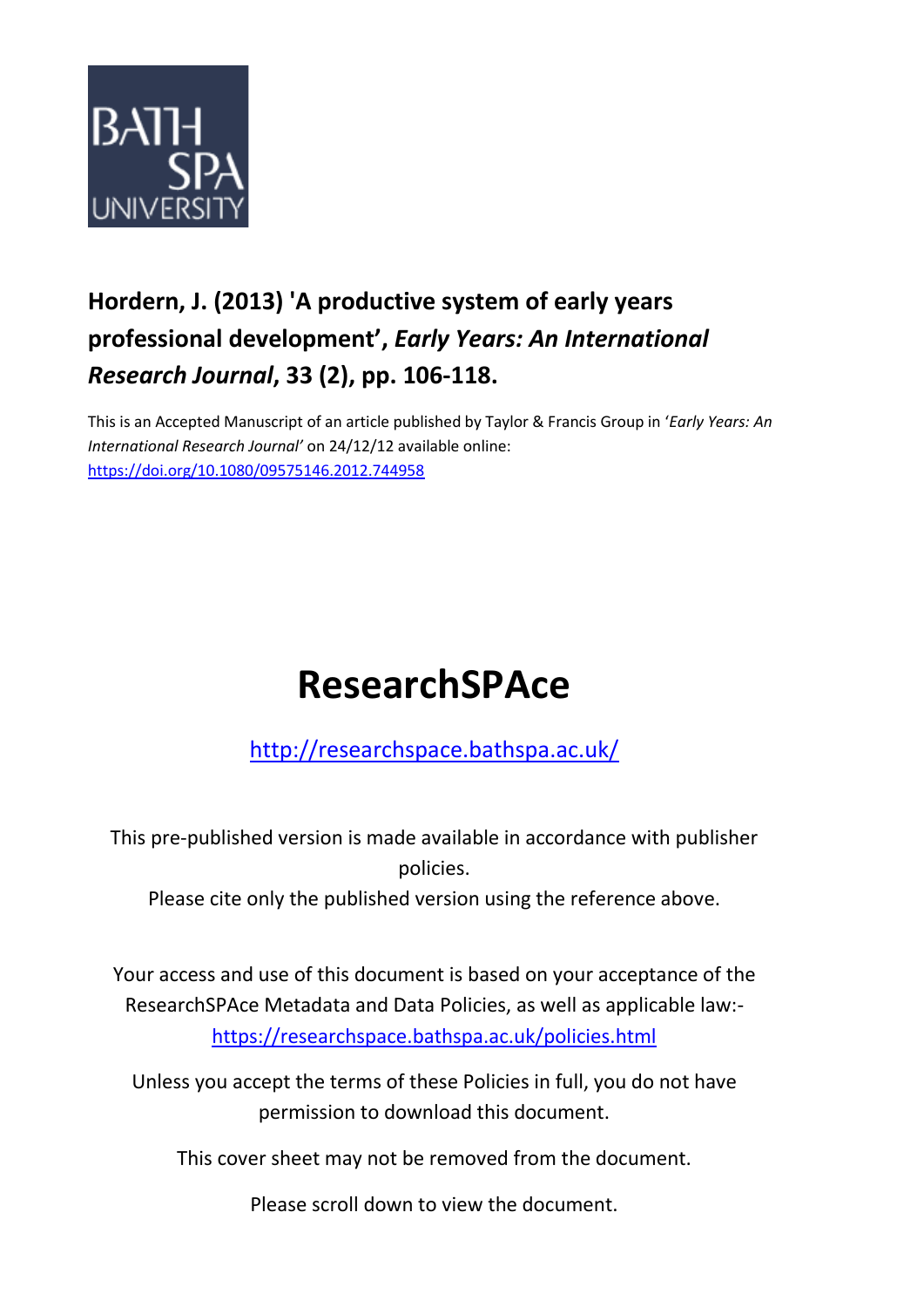BATH SPA UNIVERSITY

**Hordern, J. (2013) 'A productive system of early years professional development',** ***Early Years: An International Research Journal*****, 33 (2), pp. 106-118.**

This is an Accepted Manuscript of an article published by Taylor & Francis Group in '*Early Years: An International Research Journal'* on 24/12/12 available online: https://doi.org/10.1080/09575146.2012.744958

# ResearchSPAce

http://researchspace.bathspa.ac.uk/

This pre-published version is made available in accordance with publisher policies.

Please cite only the published version using the reference above.

Your access and use of this document is based on your acceptance of the ResearchSPAce Metadata and Data Policies, as well as applicable law:- https://researchspace.bathspa.ac.uk/policies.html

Unless you accept the terms of these Policies in full, you do not have permission to download this document.

This cover sheet may not be removed from the document.

Please scroll down to view the document.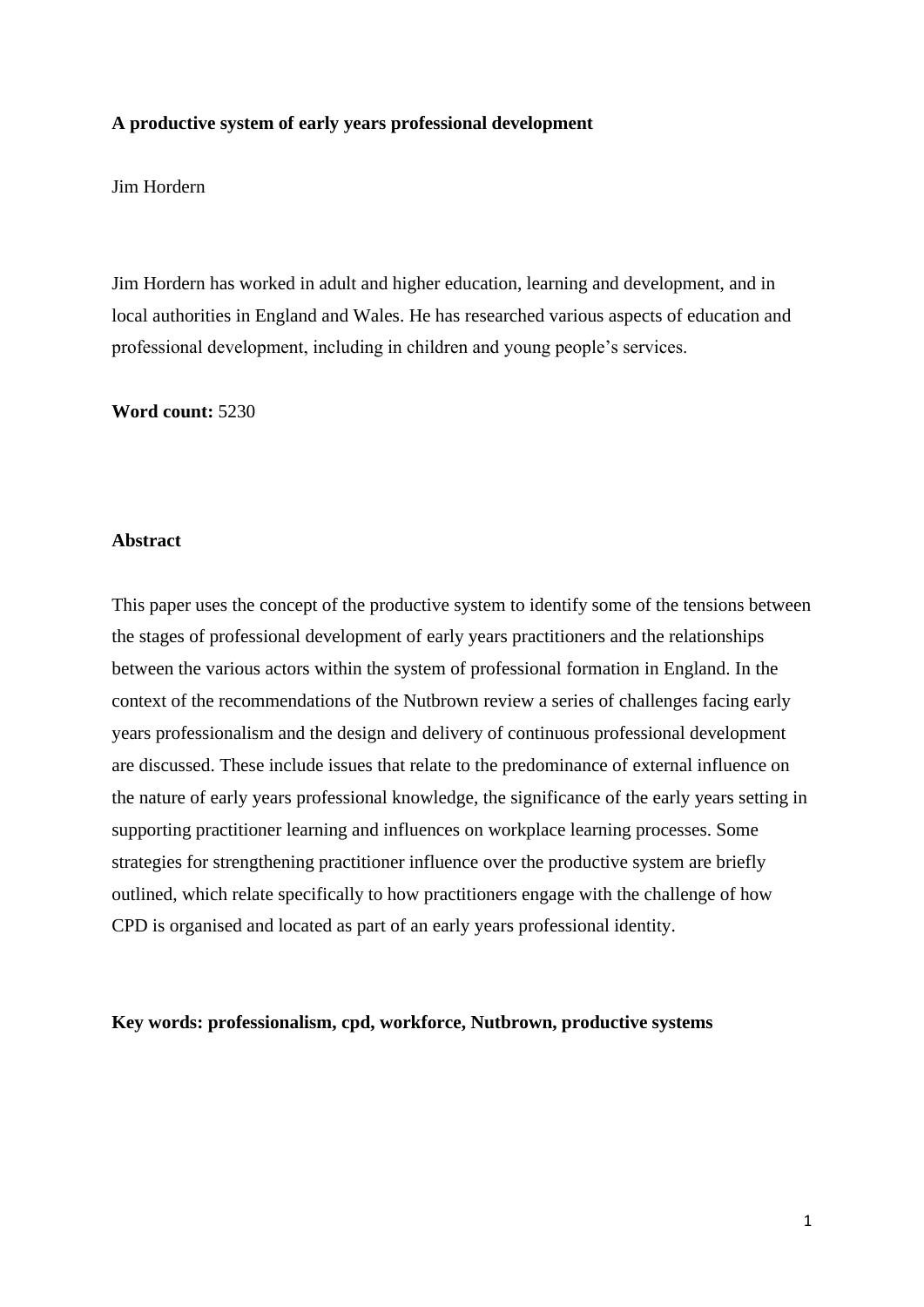**A productive system of early years professional development**

Jim Hordern

Jim Hordern has worked in adult and higher education, learning and development, and in local authorities in England and Wales. He has researched various aspects of education and professional development, including in children and young people's services.

**Word count:** 5230

**Abstract**

This paper uses the concept of the productive system to identify some of the tensions between the stages of professional development of early years practitioners and the relationships between the various actors within the system of professional formation in England. In the context of the recommendations of the Nutbrown review a series of challenges facing early years professionalism and the design and delivery of continuous professional development are discussed. These include issues that relate to the predominance of external influence on the nature of early years professional knowledge, the significance of the early years setting in supporting practitioner learning and influences on workplace learning processes. Some strategies for strengthening practitioner influence over the productive system are briefly outlined, which relate specifically to how practitioners engage with the challenge of how CPD is organised and located as part of an early years professional identity.

**Key words: professionalism, cpd, workforce, Nutbrown, productive systems**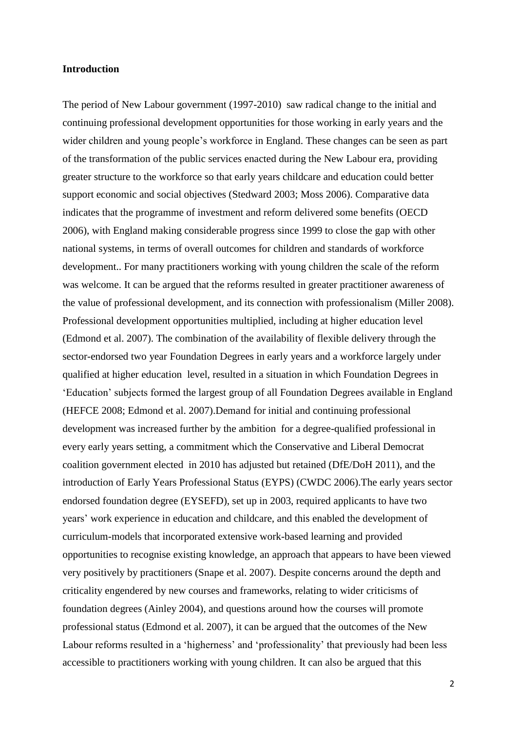**Introduction**

The period of New Labour government (1997-2010) saw radical change to the initial and continuing professional development opportunities for those working in early years and the wider children and young people's workforce in England. These changes can be seen as part of the transformation of the public services enacted during the New Labour era, providing greater structure to the workforce so that early years childcare and education could better support economic and social objectives (Stedward 2003; Moss 2006). Comparative data indicates that the programme of investment and reform delivered some benefits (OECD 2006), with England making considerable progress since 1999 to close the gap with other national systems, in terms of overall outcomes for children and standards of workforce development.. For many practitioners working with young children the scale of the reform was welcome. It can be argued that the reforms resulted in greater practitioner awareness of the value of professional development, and its connection with professionalism (Miller 2008). Professional development opportunities multiplied, including at higher education level (Edmond et al. 2007). The combination of the availability of flexible delivery through the sector-endorsed two year Foundation Degrees in early years and a workforce largely under qualified at higher education level, resulted in a situation in which Foundation Degrees in 'Education' subjects formed the largest group of all Foundation Degrees available in England (HEFCE 2008; Edmond et al. 2007).Demand for initial and continuing professional development was increased further by the ambition for a degree-qualified professional in every early years setting, a commitment which the Conservative and Liberal Democrat coalition government elected in 2010 has adjusted but retained (DfE/DoH 2011), and the introduction of Early Years Professional Status (EYPS) (CWDC 2006).The early years sector endorsed foundation degree (EYSEFD), set up in 2003, required applicants to have two years' work experience in education and childcare, and this enabled the development of curriculum-models that incorporated extensive work-based learning and provided opportunities to recognise existing knowledge, an approach that appears to have been viewed very positively by practitioners (Snape et al. 2007). Despite concerns around the depth and criticality engendered by new courses and frameworks, relating to wider criticisms of foundation degrees (Ainley 2004), and questions around how the courses will promote professional status (Edmond et al. 2007), it can be argued that the outcomes of the New Labour reforms resulted in a 'higherness' and 'professionality' that previously had been less accessible to practitioners working with young children. It can also be argued that this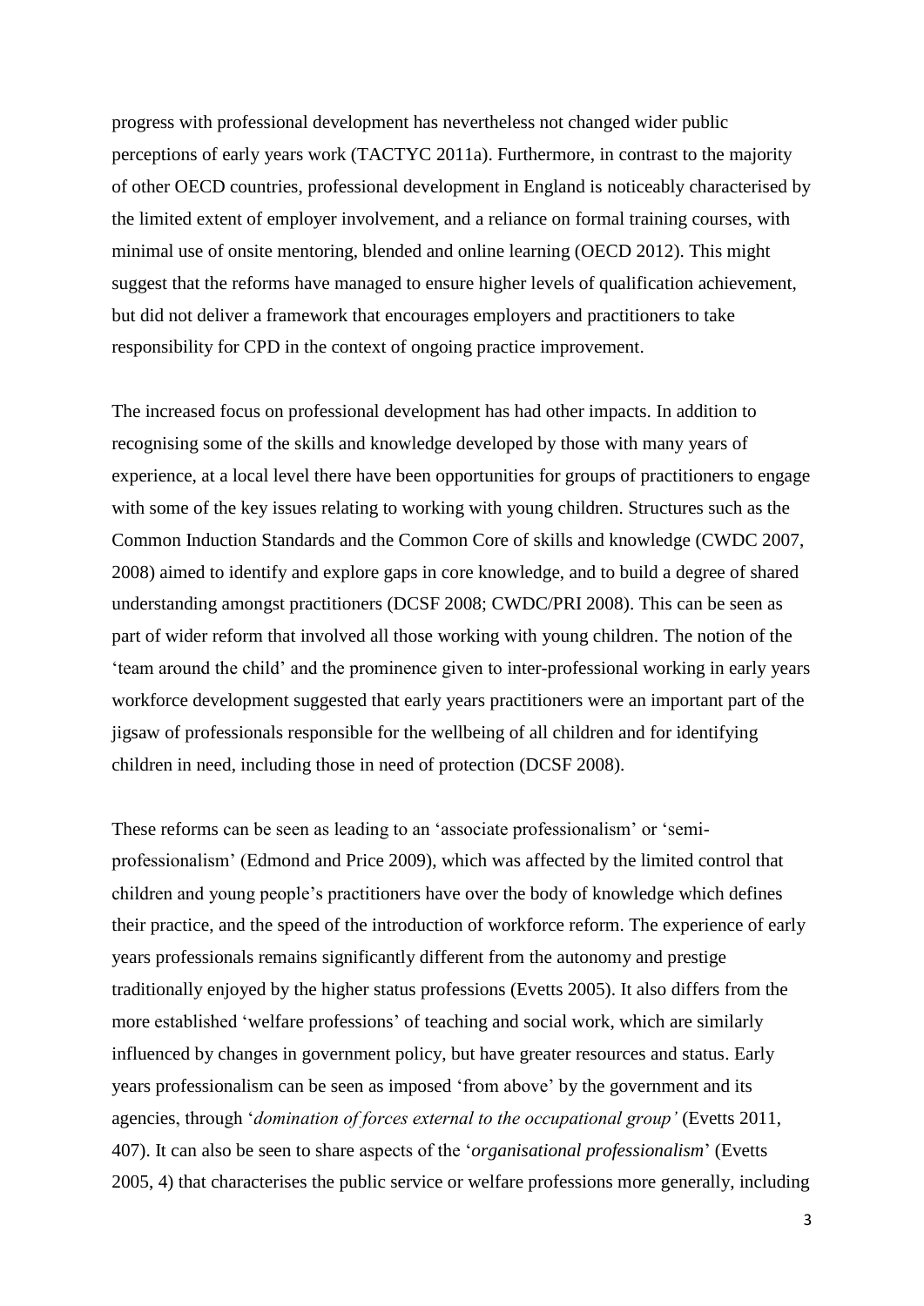progress with professional development has nevertheless not changed wider public perceptions of early years work (TACTYC 2011a). Furthermore, in contrast to the majority of other OECD countries, professional development in England is noticeably characterised by the limited extent of employer involvement, and a reliance on formal training courses, with minimal use of onsite mentoring, blended and online learning (OECD 2012). This might suggest that the reforms have managed to ensure higher levels of qualification achievement, but did not deliver a framework that encourages employers and practitioners to take responsibility for CPD in the context of ongoing practice improvement.

The increased focus on professional development has had other impacts. In addition to recognising some of the skills and knowledge developed by those with many years of experience, at a local level there have been opportunities for groups of practitioners to engage with some of the key issues relating to working with young children. Structures such as the Common Induction Standards and the Common Core of skills and knowledge (CWDC 2007, 2008) aimed to identify and explore gaps in core knowledge, and to build a degree of shared understanding amongst practitioners (DCSF 2008; CWDC/PRI 2008). This can be seen as part of wider reform that involved all those working with young children. The notion of the 'team around the child' and the prominence given to inter-professional working in early years workforce development suggested that early years practitioners were an important part of the jigsaw of professionals responsible for the wellbeing of all children and for identifying children in need, including those in need of protection (DCSF 2008).

These reforms can be seen as leading to an 'associate professionalism' or 'semi-professionalism' (Edmond and Price 2009), which was affected by the limited control that children and young people's practitioners have over the body of knowledge which defines their practice, and the speed of the introduction of workforce reform. The experience of early years professionals remains significantly different from the autonomy and prestige traditionally enjoyed by the higher status professions (Evetts 2005). It also differs from the more established 'welfare professions' of teaching and social work, which are similarly influenced by changes in government policy, but have greater resources and status. Early years professionalism can be seen as imposed 'from above' by the government and its agencies, through '*domination of forces external to the occupational group'* (Evetts 2011, 407). It can also be seen to share aspects of the '*organisational professionalism*' (Evetts 2005, 4) that characterises the public service or welfare professions more generally, including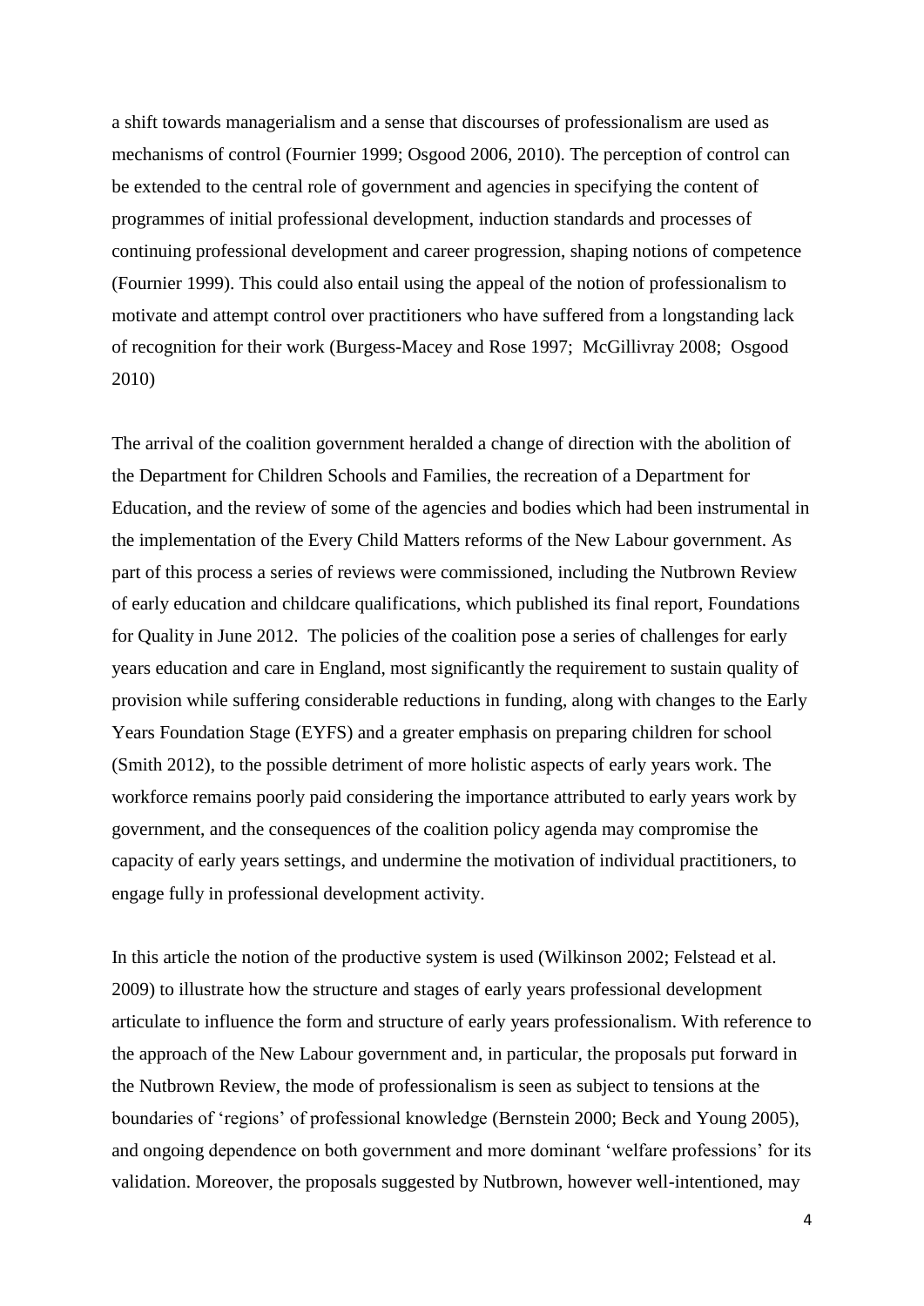a shift towards managerialism and a sense that discourses of professionalism are used as mechanisms of control (Fournier 1999; Osgood 2006, 2010). The perception of control can be extended to the central role of government and agencies in specifying the content of programmes of initial professional development, induction standards and processes of continuing professional development and career progression, shaping notions of competence (Fournier 1999). This could also entail using the appeal of the notion of professionalism to motivate and attempt control over practitioners who have suffered from a longstanding lack of recognition for their work (Burgess-Macey and Rose 1997; McGillivray 2008; Osgood 2010)

The arrival of the coalition government heralded a change of direction with the abolition of the Department for Children Schools and Families, the recreation of a Department for Education, and the review of some of the agencies and bodies which had been instrumental in the implementation of the Every Child Matters reforms of the New Labour government. As part of this process a series of reviews were commissioned, including the Nutbrown Review of early education and childcare qualifications, which published its final report, Foundations for Quality in June 2012. The policies of the coalition pose a series of challenges for early years education and care in England, most significantly the requirement to sustain quality of provision while suffering considerable reductions in funding, along with changes to the Early Years Foundation Stage (EYFS) and a greater emphasis on preparing children for school (Smith 2012), to the possible detriment of more holistic aspects of early years work. The workforce remains poorly paid considering the importance attributed to early years work by government, and the consequences of the coalition policy agenda may compromise the capacity of early years settings, and undermine the motivation of individual practitioners, to engage fully in professional development activity.

In this article the notion of the productive system is used (Wilkinson 2002; Felstead et al. 2009) to illustrate how the structure and stages of early years professional development articulate to influence the form and structure of early years professionalism. With reference to the approach of the New Labour government and, in particular, the proposals put forward in the Nutbrown Review, the mode of professionalism is seen as subject to tensions at the boundaries of 'regions' of professional knowledge (Bernstein 2000; Beck and Young 2005), and ongoing dependence on both government and more dominant 'welfare professions' for its validation. Moreover, the proposals suggested by Nutbrown, however well-intentioned, may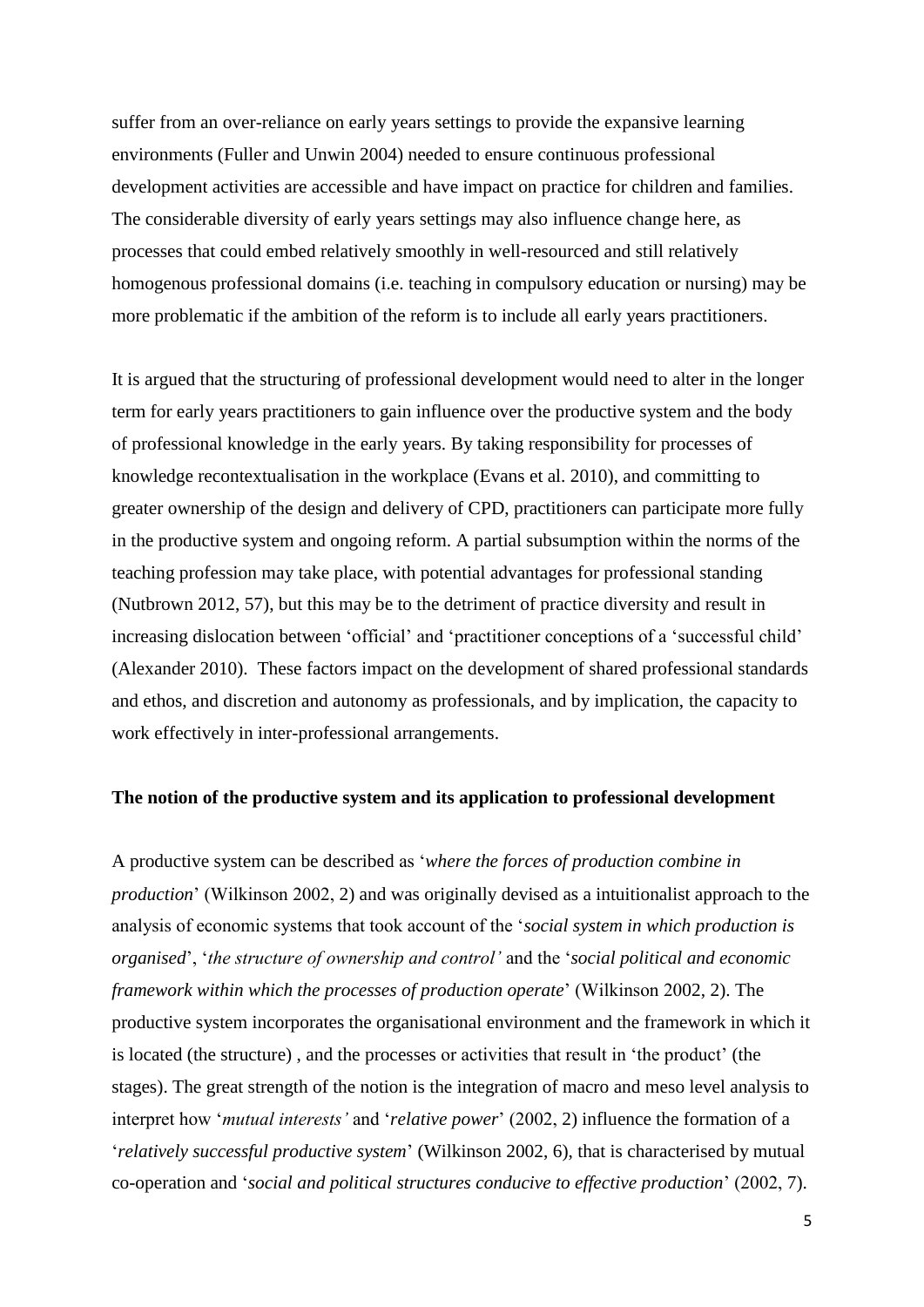suffer from an over-reliance on early years settings to provide the expansive learning environments (Fuller and Unwin 2004) needed to ensure continuous professional development activities are accessible and have impact on practice for children and families. The considerable diversity of early years settings may also influence change here, as processes that could embed relatively smoothly in well-resourced and still relatively homogenous professional domains (i.e. teaching in compulsory education or nursing) may be more problematic if the ambition of the reform is to include all early years practitioners.

It is argued that the structuring of professional development would need to alter in the longer term for early years practitioners to gain influence over the productive system and the body of professional knowledge in the early years. By taking responsibility for processes of knowledge recontextualisation in the workplace (Evans et al. 2010), and committing to greater ownership of the design and delivery of CPD, practitioners can participate more fully in the productive system and ongoing reform. A partial subsumption within the norms of the teaching profession may take place, with potential advantages for professional standing (Nutbrown 2012, 57), but this may be to the detriment of practice diversity and result in increasing dislocation between 'official' and 'practitioner conceptions of a 'successful child' (Alexander 2010). These factors impact on the development of shared professional standards and ethos, and discretion and autonomy as professionals, and by implication, the capacity to work effectively in inter-professional arrangements.

**The notion of the productive system and its application to professional development**

A productive system can be described as '*where the forces of production combine in production*' (Wilkinson 2002, 2) and was originally devised as a intuitionalist approach to the analysis of economic systems that took account of the '*social system in which production is organised*', '*the structure of ownership and control'* and the '*social political and economic framework within which the processes of production operate*' (Wilkinson 2002, 2). The productive system incorporates the organisational environment and the framework in which it is located (the structure) , and the processes or activities that result in 'the product' (the stages). The great strength of the notion is the integration of macro and meso level analysis to interpret how '*mutual interests'* and '*relative power*' (2002, 2) influence the formation of a '*relatively successful productive system*' (Wilkinson 2002, 6), that is characterised by mutual co-operation and '*social and political structures conducive to effective production*' (2002, 7).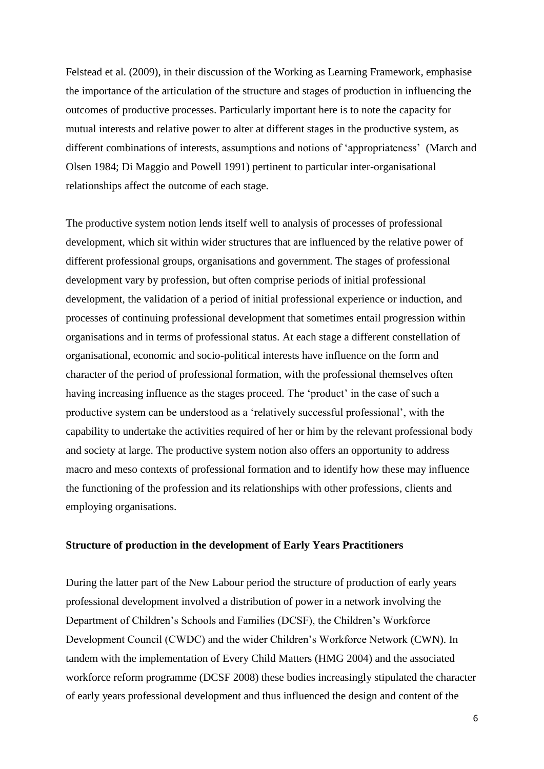Felstead et al. (2009), in their discussion of the Working as Learning Framework, emphasise the importance of the articulation of the structure and stages of production in influencing the outcomes of productive processes. Particularly important here is to note the capacity for mutual interests and relative power to alter at different stages in the productive system, as different combinations of interests, assumptions and notions of 'appropriateness' (March and Olsen 1984; Di Maggio and Powell 1991) pertinent to particular inter-organisational relationships affect the outcome of each stage.

The productive system notion lends itself well to analysis of processes of professional development, which sit within wider structures that are influenced by the relative power of different professional groups, organisations and government. The stages of professional development vary by profession, but often comprise periods of initial professional development, the validation of a period of initial professional experience or induction, and processes of continuing professional development that sometimes entail progression within organisations and in terms of professional status. At each stage a different constellation of organisational, economic and socio-political interests have influence on the form and character of the period of professional formation, with the professional themselves often having increasing influence as the stages proceed. The 'product' in the case of such a productive system can be understood as a 'relatively successful professional', with the capability to undertake the activities required of her or him by the relevant professional body and society at large. The productive system notion also offers an opportunity to address macro and meso contexts of professional formation and to identify how these may influence the functioning of the profession and its relationships with other professions, clients and employing organisations.

**Structure of production in the development of Early Years Practitioners**

During the latter part of the New Labour period the structure of production of early years professional development involved a distribution of power in a network involving the Department of Children's Schools and Families (DCSF), the Children's Workforce Development Council (CWDC) and the wider Children's Workforce Network (CWN). In tandem with the implementation of Every Child Matters (HMG 2004) and the associated workforce reform programme (DCSF 2008) these bodies increasingly stipulated the character of early years professional development and thus influenced the design and content of the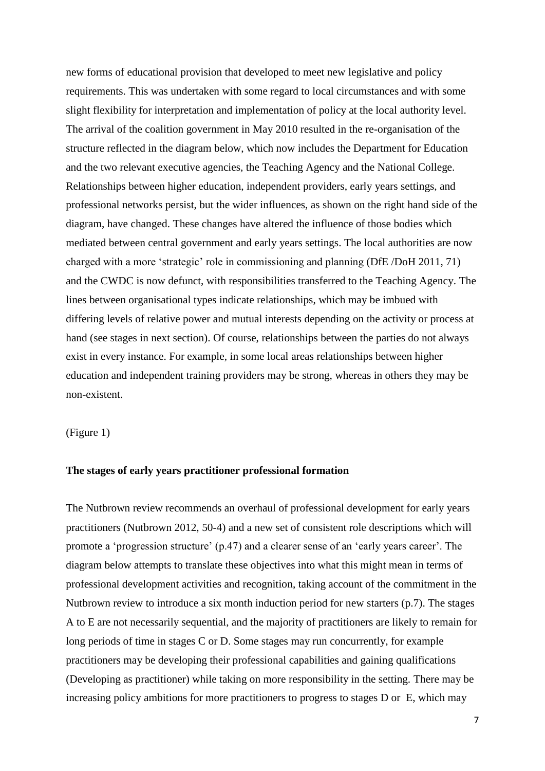new forms of educational provision that developed to meet new legislative and policy requirements. This was undertaken with some regard to local circumstances and with some slight flexibility for interpretation and implementation of policy at the local authority level. The arrival of the coalition government in May 2010 resulted in the re-organisation of the structure reflected in the diagram below, which now includes the Department for Education and the two relevant executive agencies, the Teaching Agency and the National College. Relationships between higher education, independent providers, early years settings, and professional networks persist, but the wider influences, as shown on the right hand side of the diagram, have changed. These changes have altered the influence of those bodies which mediated between central government and early years settings. The local authorities are now charged with a more 'strategic' role in commissioning and planning (DfE /DoH 2011, 71) and the CWDC is now defunct, with responsibilities transferred to the Teaching Agency. The lines between organisational types indicate relationships, which may be imbued with differing levels of relative power and mutual interests depending on the activity or process at hand (see stages in next section). Of course, relationships between the parties do not always exist in every instance. For example, in some local areas relationships between higher education and independent training providers may be strong, whereas in others they may be non-existent.

(Figure 1)

**The stages of early years practitioner professional formation**

The Nutbrown review recommends an overhaul of professional development for early years practitioners (Nutbrown 2012, 50-4) and a new set of consistent role descriptions which will promote a 'progression structure' (p.47) and a clearer sense of an 'early years career'. The diagram below attempts to translate these objectives into what this might mean in terms of professional development activities and recognition, taking account of the commitment in the Nutbrown review to introduce a six month induction period for new starters (p.7). The stages A to E are not necessarily sequential, and the majority of practitioners are likely to remain for long periods of time in stages C or D. Some stages may run concurrently, for example practitioners may be developing their professional capabilities and gaining qualifications (Developing as practitioner) while taking on more responsibility in the setting. There may be increasing policy ambitions for more practitioners to progress to stages D or E, which may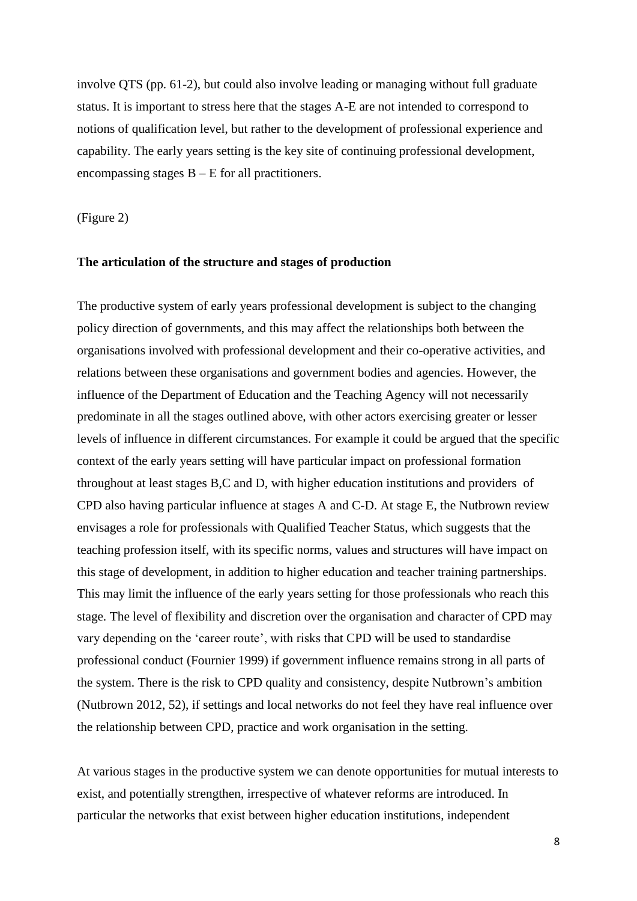involve QTS (pp. 61-2), but could also involve leading or managing without full graduate status. It is important to stress here that the stages A-E are not intended to correspond to notions of qualification level, but rather to the development of professional experience and capability. The early years setting is the key site of continuing professional development, encompassing stages B – E for all practitioners.

(Figure 2)

**The articulation of the structure and stages of production**

The productive system of early years professional development is subject to the changing policy direction of governments, and this may affect the relationships both between the organisations involved with professional development and their co-operative activities, and relations between these organisations and government bodies and agencies. However, the influence of the Department of Education and the Teaching Agency will not necessarily predominate in all the stages outlined above, with other actors exercising greater or lesser levels of influence in different circumstances. For example it could be argued that the specific context of the early years setting will have particular impact on professional formation throughout at least stages B,C and D, with higher education institutions and providers of CPD also having particular influence at stages A and C-D. At stage E, the Nutbrown review envisages a role for professionals with Qualified Teacher Status, which suggests that the teaching profession itself, with its specific norms, values and structures will have impact on this stage of development, in addition to higher education and teacher training partnerships. This may limit the influence of the early years setting for those professionals who reach this stage. The level of flexibility and discretion over the organisation and character of CPD may vary depending on the 'career route', with risks that CPD will be used to standardise professional conduct (Fournier 1999) if government influence remains strong in all parts of the system. There is the risk to CPD quality and consistency, despite Nutbrown's ambition (Nutbrown 2012, 52), if settings and local networks do not feel they have real influence over the relationship between CPD, practice and work organisation in the setting.

At various stages in the productive system we can denote opportunities for mutual interests to exist, and potentially strengthen, irrespective of whatever reforms are introduced. In particular the networks that exist between higher education institutions, independent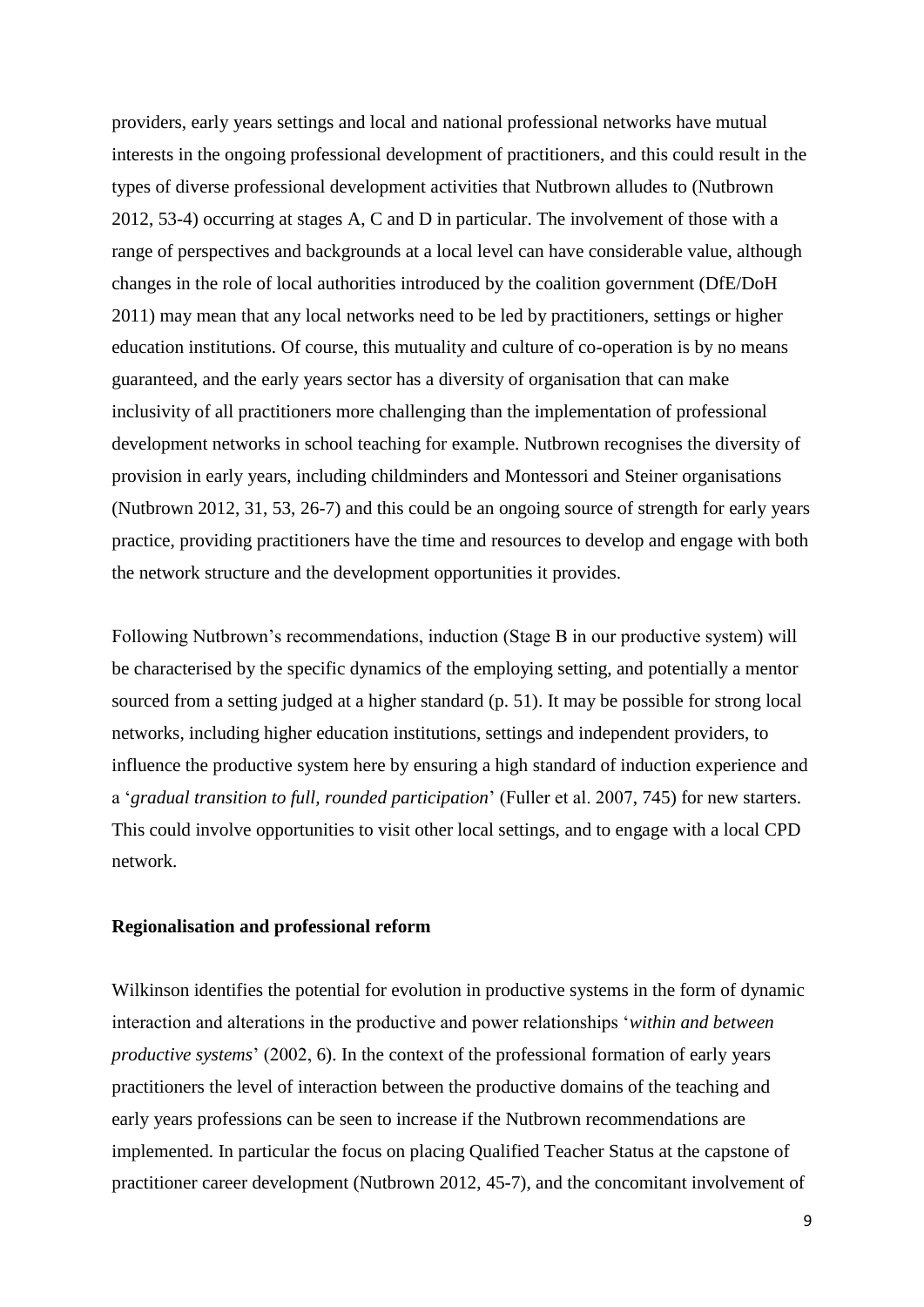providers, early years settings and local and national professional networks have mutual interests in the ongoing professional development of practitioners, and this could result in the types of diverse professional development activities that Nutbrown alludes to (Nutbrown 2012, 53-4) occurring at stages A, C and D in particular. The involvement of those with a range of perspectives and backgrounds at a local level can have considerable value, although changes in the role of local authorities introduced by the coalition government (DfE/DoH 2011) may mean that any local networks need to be led by practitioners, settings or higher education institutions. Of course, this mutuality and culture of co-operation is by no means guaranteed, and the early years sector has a diversity of organisation that can make inclusivity of all practitioners more challenging than the implementation of professional development networks in school teaching for example. Nutbrown recognises the diversity of provision in early years, including childminders and Montessori and Steiner organisations (Nutbrown 2012, 31, 53, 26-7) and this could be an ongoing source of strength for early years practice, providing practitioners have the time and resources to develop and engage with both the network structure and the development opportunities it provides.

Following Nutbrown's recommendations, induction (Stage B in our productive system) will be characterised by the specific dynamics of the employing setting, and potentially a mentor sourced from a setting judged at a higher standard (p. 51). It may be possible for strong local networks, including higher education institutions, settings and independent providers, to influence the productive system here by ensuring a high standard of induction experience and a '*gradual transition to full, rounded participation*' (Fuller et al. 2007, 745) for new starters. This could involve opportunities to visit other local settings, and to engage with a local CPD network.

**Regionalisation and professional reform**

Wilkinson identifies the potential for evolution in productive systems in the form of dynamic interaction and alterations in the productive and power relationships '*within and between productive systems*' (2002, 6). In the context of the professional formation of early years practitioners the level of interaction between the productive domains of the teaching and early years professions can be seen to increase if the Nutbrown recommendations are implemented. In particular the focus on placing Qualified Teacher Status at the capstone of practitioner career development (Nutbrown 2012, 45-7), and the concomitant involvement of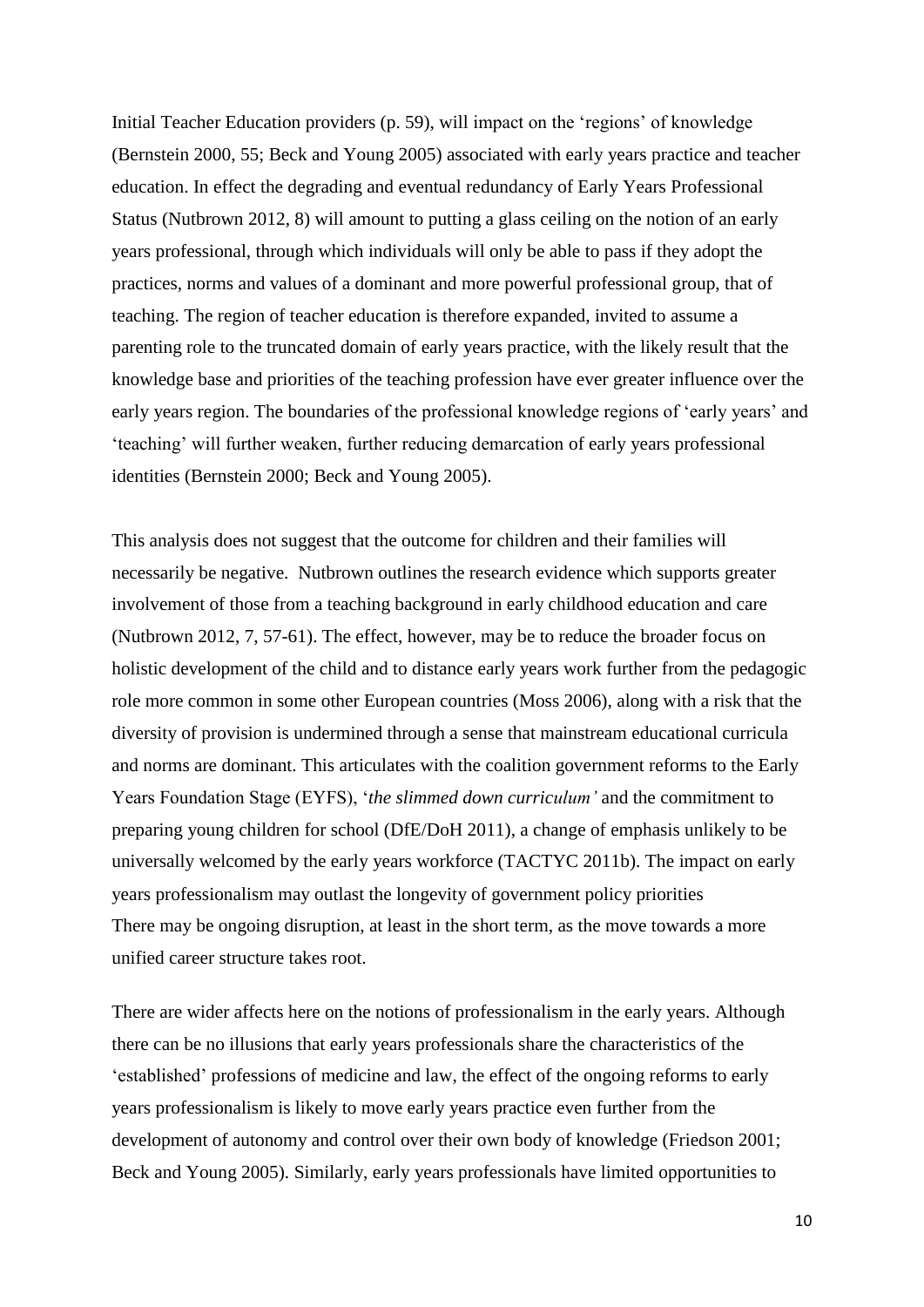Initial Teacher Education providers (p. 59), will impact on the 'regions' of knowledge (Bernstein 2000, 55; Beck and Young 2005) associated with early years practice and teacher education. In effect the degrading and eventual redundancy of Early Years Professional Status (Nutbrown 2012, 8) will amount to putting a glass ceiling on the notion of an early years professional, through which individuals will only be able to pass if they adopt the practices, norms and values of a dominant and more powerful professional group, that of teaching. The region of teacher education is therefore expanded, invited to assume a parenting role to the truncated domain of early years practice, with the likely result that the knowledge base and priorities of the teaching profession have ever greater influence over the early years region. The boundaries of the professional knowledge regions of 'early years' and 'teaching' will further weaken, further reducing demarcation of early years professional identities (Bernstein 2000; Beck and Young 2005).

This analysis does not suggest that the outcome for children and their families will necessarily be negative. Nutbrown outlines the research evidence which supports greater involvement of those from a teaching background in early childhood education and care (Nutbrown 2012, 7, 57-61). The effect, however, may be to reduce the broader focus on holistic development of the child and to distance early years work further from the pedagogic role more common in some other European countries (Moss 2006), along with a risk that the diversity of provision is undermined through a sense that mainstream educational curricula and norms are dominant. This articulates with the coalition government reforms to the Early Years Foundation Stage (EYFS), '*the slimmed down curriculum'* and the commitment to preparing young children for school (DfE/DoH 2011), a change of emphasis unlikely to be universally welcomed by the early years workforce (TACTYC 2011b). The impact on early years professionalism may outlast the longevity of government policy priorities There may be ongoing disruption, at least in the short term, as the move towards a more unified career structure takes root.

There are wider affects here on the notions of professionalism in the early years. Although there can be no illusions that early years professionals share the characteristics of the 'established' professions of medicine and law, the effect of the ongoing reforms to early years professionalism is likely to move early years practice even further from the development of autonomy and control over their own body of knowledge (Friedson 2001; Beck and Young 2005). Similarly, early years professionals have limited opportunities to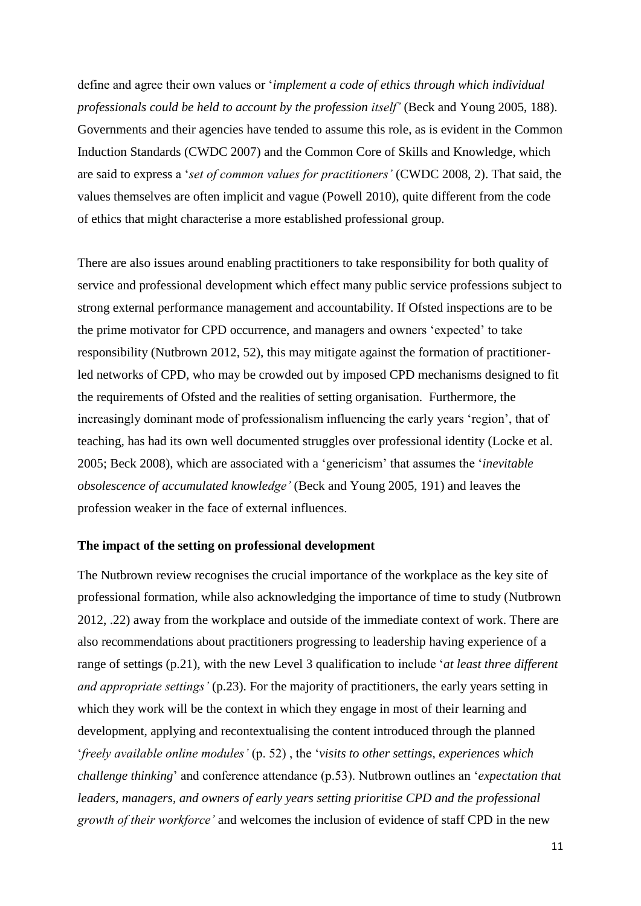define and agree their own values or '*implement a code of ethics through which individual professionals could be held to account by the profession itself'* (Beck and Young 2005, 188). Governments and their agencies have tended to assume this role, as is evident in the Common Induction Standards (CWDC 2007) and the Common Core of Skills and Knowledge, which are said to express a '*set of common values for practitioners'* (CWDC 2008, 2). That said, the values themselves are often implicit and vague (Powell 2010), quite different from the code of ethics that might characterise a more established professional group.

There are also issues around enabling practitioners to take responsibility for both quality of service and professional development which effect many public service professions subject to strong external performance management and accountability. If Ofsted inspections are to be the prime motivator for CPD occurrence, and managers and owners 'expected' to take responsibility (Nutbrown 2012, 52), this may mitigate against the formation of practitioner-led networks of CPD, who may be crowded out by imposed CPD mechanisms designed to fit the requirements of Ofsted and the realities of setting organisation. Furthermore, the increasingly dominant mode of professionalism influencing the early years 'region', that of teaching, has had its own well documented struggles over professional identity (Locke et al. 2005; Beck 2008), which are associated with a 'genericism' that assumes the '*inevitable obsolescence of accumulated knowledge'* (Beck and Young 2005, 191) and leaves the profession weaker in the face of external influences.

**The impact of the setting on professional development**

The Nutbrown review recognises the crucial importance of the workplace as the key site of professional formation, while also acknowledging the importance of time to study (Nutbrown 2012, .22) away from the workplace and outside of the immediate context of work. There are also recommendations about practitioners progressing to leadership having experience of a range of settings (p.21), with the new Level 3 qualification to include '*at least three different and appropriate settings'* (p.23). For the majority of practitioners, the early years setting in which they work will be the context in which they engage in most of their learning and development, applying and recontextualising the content introduced through the planned '*freely available online modules'* (p. 52) , the '*visits to other settings, experiences which challenge thinking*' and conference attendance (p.53). Nutbrown outlines an '*expectation that leaders, managers, and owners of early years setting prioritise CPD and the professional growth of their workforce'* and welcomes the inclusion of evidence of staff CPD in the new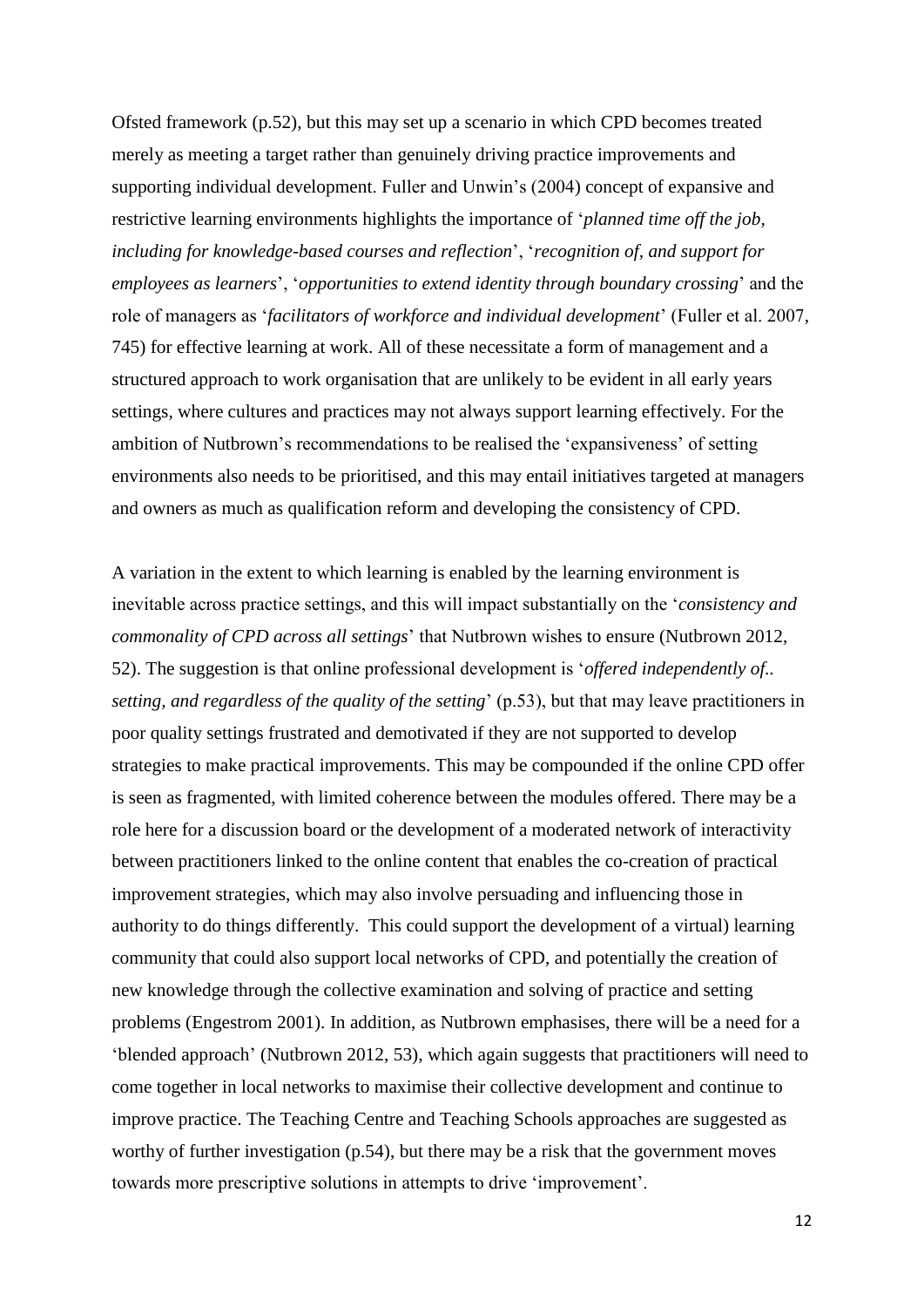Ofsted framework (p.52), but this may set up a scenario in which CPD becomes treated merely as meeting a target rather than genuinely driving practice improvements and supporting individual development. Fuller and Unwin's (2004) concept of expansive and restrictive learning environments highlights the importance of '*planned time off the job, including for knowledge-based courses and reflection*', '*recognition of, and support for employees as learners*', '*opportunities to extend identity through boundary crossing*' and the role of managers as '*facilitators of workforce and individual development*' (Fuller et al. 2007, 745) for effective learning at work. All of these necessitate a form of management and a structured approach to work organisation that are unlikely to be evident in all early years settings, where cultures and practices may not always support learning effectively. For the ambition of Nutbrown's recommendations to be realised the 'expansiveness' of setting environments also needs to be prioritised, and this may entail initiatives targeted at managers and owners as much as qualification reform and developing the consistency of CPD.

A variation in the extent to which learning is enabled by the learning environment is inevitable across practice settings, and this will impact substantially on the '*consistency and commonality of CPD across all settings*' that Nutbrown wishes to ensure (Nutbrown 2012, 52). The suggestion is that online professional development is '*offered independently of.. setting, and regardless of the quality of the setting*' (p.53), but that may leave practitioners in poor quality settings frustrated and demotivated if they are not supported to develop strategies to make practical improvements. This may be compounded if the online CPD offer is seen as fragmented, with limited coherence between the modules offered. There may be a role here for a discussion board or the development of a moderated network of interactivity between practitioners linked to the online content that enables the co-creation of practical improvement strategies, which may also involve persuading and influencing those in authority to do things differently. This could support the development of a virtual) learning community that could also support local networks of CPD, and potentially the creation of new knowledge through the collective examination and solving of practice and setting problems (Engestrom 2001). In addition, as Nutbrown emphasises, there will be a need for a 'blended approach' (Nutbrown 2012, 53), which again suggests that practitioners will need to come together in local networks to maximise their collective development and continue to improve practice. The Teaching Centre and Teaching Schools approaches are suggested as worthy of further investigation (p.54), but there may be a risk that the government moves towards more prescriptive solutions in attempts to drive 'improvement'.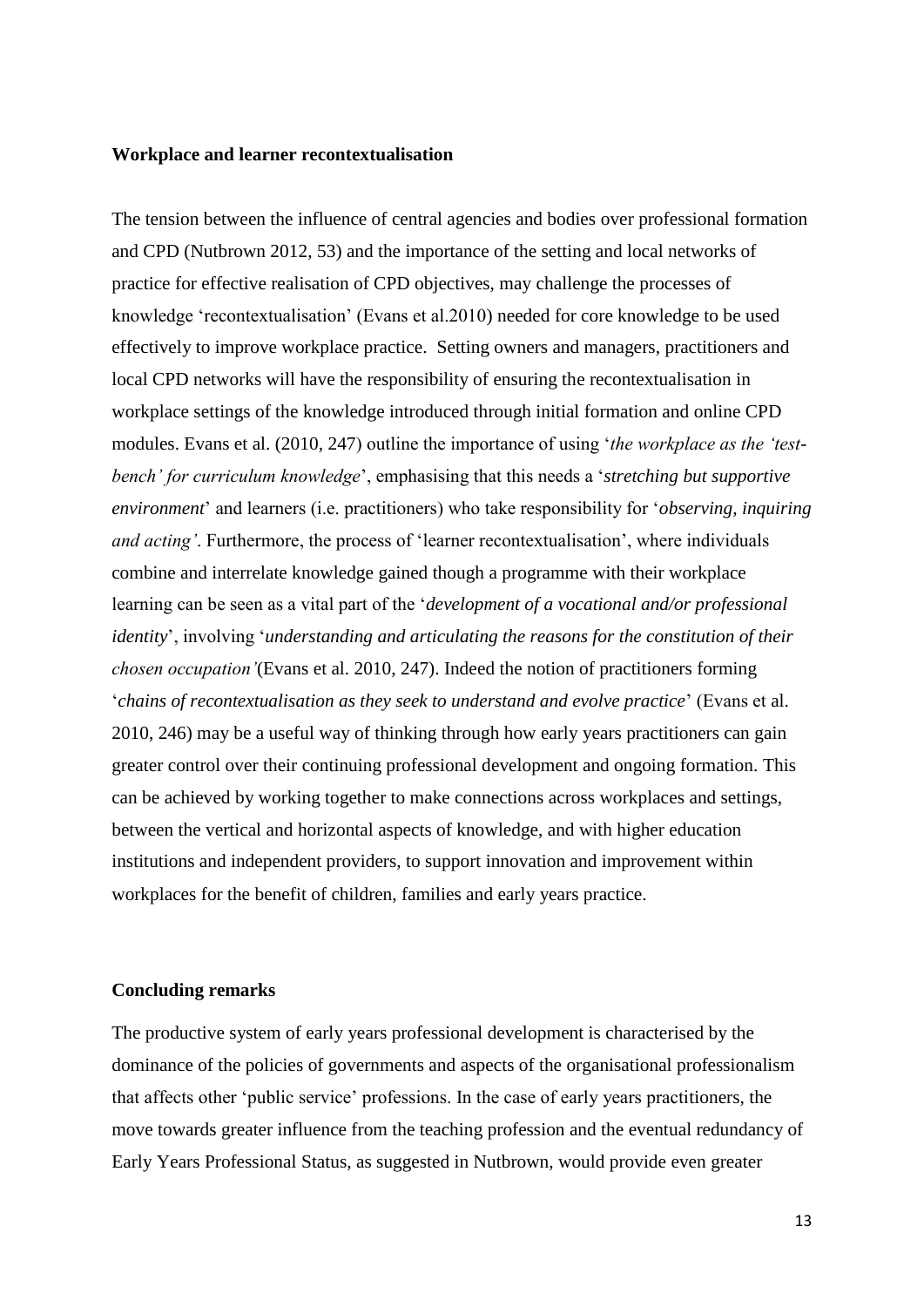**Workplace and learner recontextualisation**

The tension between the influence of central agencies and bodies over professional formation and CPD (Nutbrown 2012, 53) and the importance of the setting and local networks of practice for effective realisation of CPD objectives, may challenge the processes of knowledge 'recontextualisation' (Evans et al.2010) needed for core knowledge to be used effectively to improve workplace practice. Setting owners and managers, practitioners and local CPD networks will have the responsibility of ensuring the recontextualisation in workplace settings of the knowledge introduced through initial formation and online CPD modules. Evans et al. (2010, 247) outline the importance of using '*the workplace as the 'test-bench' for curriculum knowledge*', emphasising that this needs a '*stretching but supportive environment*' and learners (i.e. practitioners) who take responsibility for '*observing, inquiring and acting'*. Furthermore, the process of 'learner recontextualisation', where individuals combine and interrelate knowledge gained though a programme with their workplace learning can be seen as a vital part of the '*development of a vocational and/or professional identity*', involving '*understanding and articulating the reasons for the constitution of their chosen occupation'*(Evans et al. 2010, 247). Indeed the notion of practitioners forming '*chains of recontextualisation as they seek to understand and evolve practice*' (Evans et al. 2010, 246) may be a useful way of thinking through how early years practitioners can gain greater control over their continuing professional development and ongoing formation. This can be achieved by working together to make connections across workplaces and settings, between the vertical and horizontal aspects of knowledge, and with higher education institutions and independent providers, to support innovation and improvement within workplaces for the benefit of children, families and early years practice.

**Concluding remarks**

The productive system of early years professional development is characterised by the dominance of the policies of governments and aspects of the organisational professionalism that affects other 'public service' professions. In the case of early years practitioners, the move towards greater influence from the teaching profession and the eventual redundancy of Early Years Professional Status, as suggested in Nutbrown, would provide even greater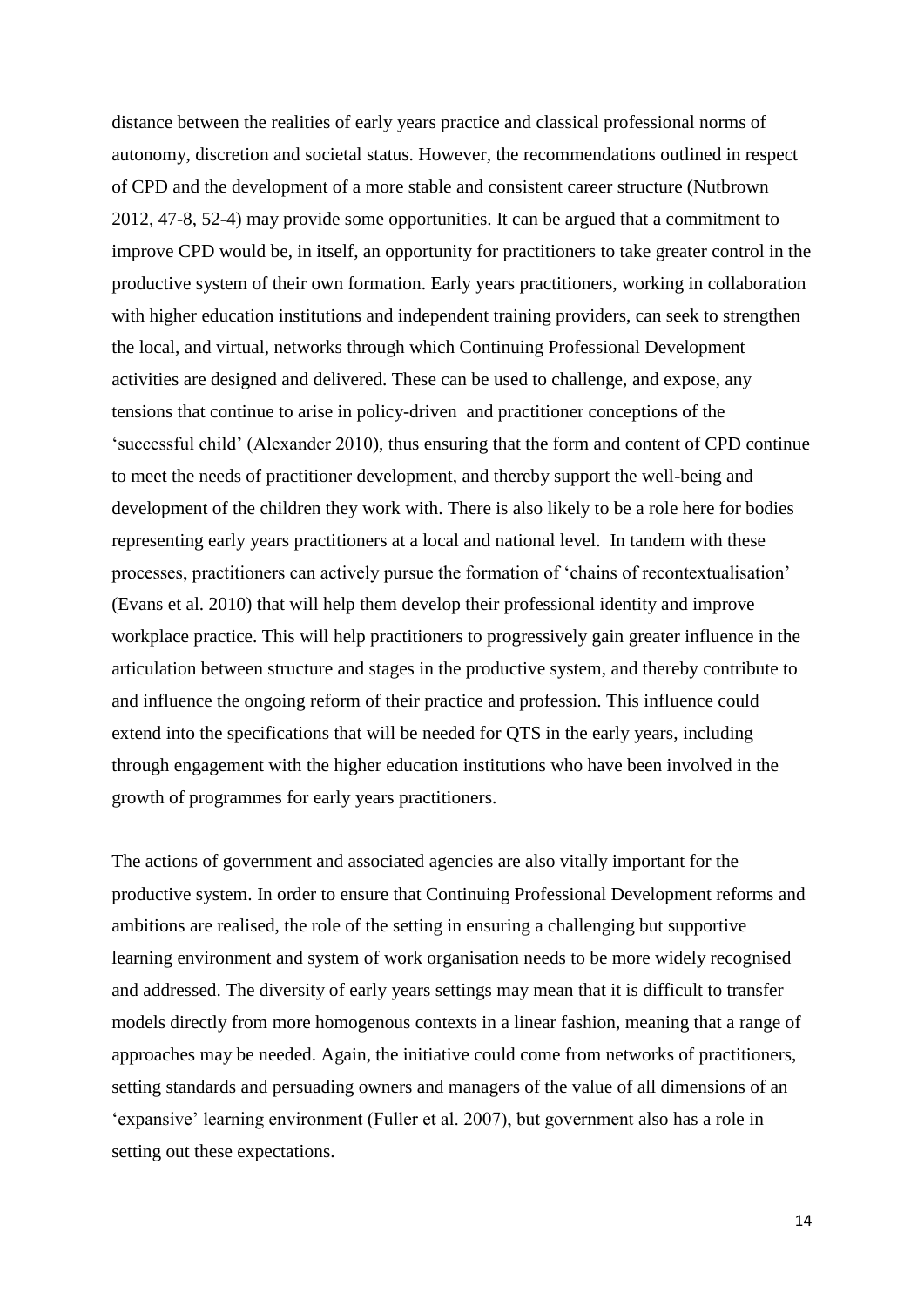distance between the realities of early years practice and classical professional norms of autonomy, discretion and societal status. However, the recommendations outlined in respect of CPD and the development of a more stable and consistent career structure (Nutbrown 2012, 47-8, 52-4) may provide some opportunities. It can be argued that a commitment to improve CPD would be, in itself, an opportunity for practitioners to take greater control in the productive system of their own formation. Early years practitioners, working in collaboration with higher education institutions and independent training providers, can seek to strengthen the local, and virtual, networks through which Continuing Professional Development activities are designed and delivered. These can be used to challenge, and expose, any tensions that continue to arise in policy-driven and practitioner conceptions of the 'successful child' (Alexander 2010), thus ensuring that the form and content of CPD continue to meet the needs of practitioner development, and thereby support the well-being and development of the children they work with. There is also likely to be a role here for bodies representing early years practitioners at a local and national level. In tandem with these processes, practitioners can actively pursue the formation of 'chains of recontextualisation' (Evans et al. 2010) that will help them develop their professional identity and improve workplace practice. This will help practitioners to progressively gain greater influence in the articulation between structure and stages in the productive system, and thereby contribute to and influence the ongoing reform of their practice and profession. This influence could extend into the specifications that will be needed for QTS in the early years, including through engagement with the higher education institutions who have been involved in the growth of programmes for early years practitioners.

The actions of government and associated agencies are also vitally important for the productive system. In order to ensure that Continuing Professional Development reforms and ambitions are realised, the role of the setting in ensuring a challenging but supportive learning environment and system of work organisation needs to be more widely recognised and addressed. The diversity of early years settings may mean that it is difficult to transfer models directly from more homogenous contexts in a linear fashion, meaning that a range of approaches may be needed. Again, the initiative could come from networks of practitioners, setting standards and persuading owners and managers of the value of all dimensions of an 'expansive' learning environment (Fuller et al. 2007), but government also has a role in setting out these expectations.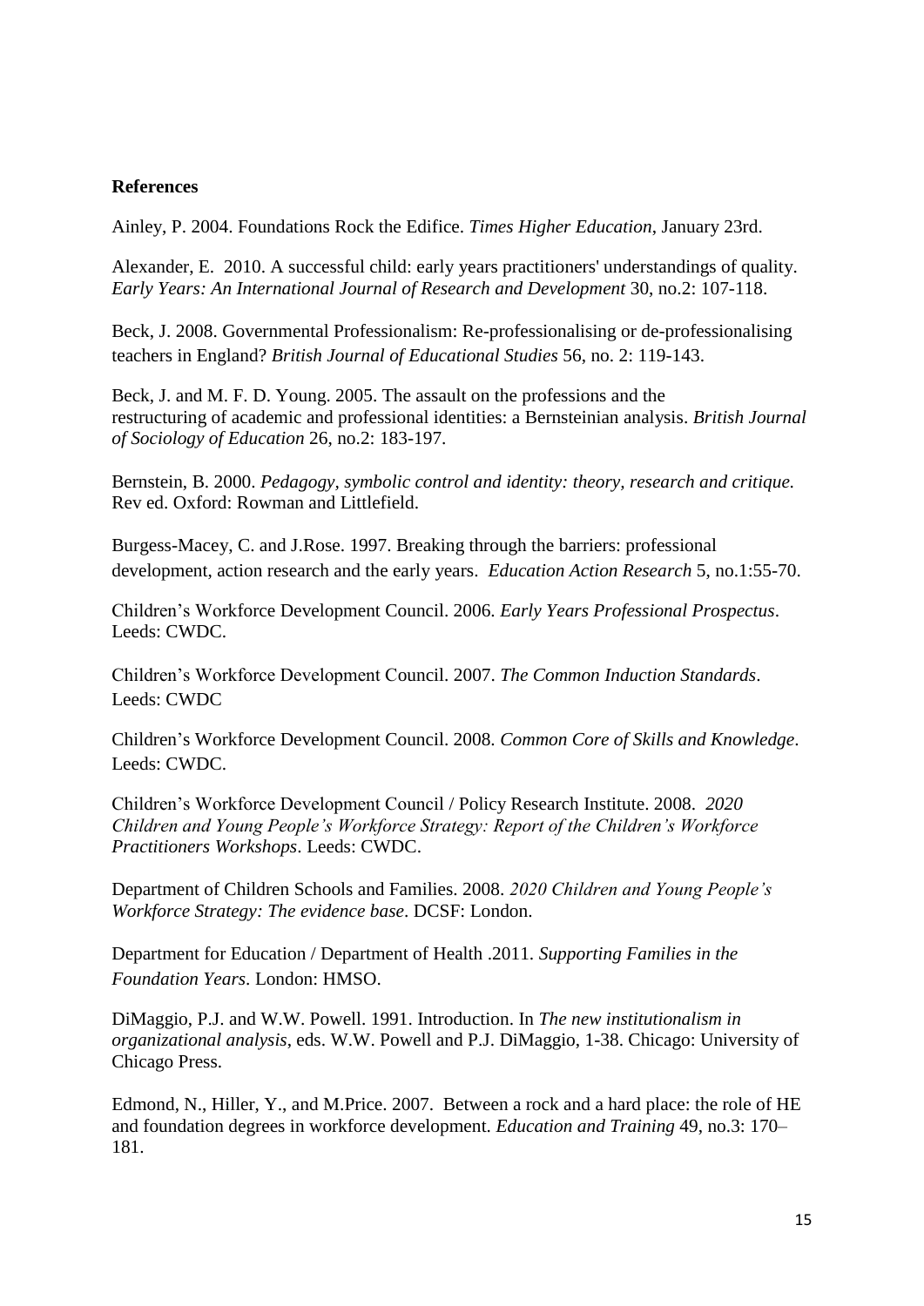**References**

Ainley, P. 2004. Foundations Rock the Edifice. *Times Higher Education*, January 23rd.

Alexander, E. 2010. A successful child: early years practitioners' understandings of quality. *Early Years: An International Journal of Research and Development* 30, no.2: 107-118.

Beck, J. 2008. Governmental Professionalism: Re-professionalising or de-professionalising teachers in England? *British Journal of Educational Studies* 56, no. 2: 119-143.

Beck, J. and M. F. D. Young. 2005. The assault on the professions and the restructuring of academic and professional identities: a Bernsteinian analysis. *British Journal of Sociology of Education* 26, no.2: 183-197.

Bernstein, B. 2000. *Pedagogy, symbolic control and identity: theory, research and critique.* Rev ed. Oxford: Rowman and Littlefield.

Burgess-Macey, C. and J.Rose. 1997. Breaking through the barriers: professional development, action research and the early years. *Education Action Research* 5, no.1:55-70.

Children's Workforce Development Council. 2006. *Early Years Professional Prospectus*. Leeds: CWDC.

Children's Workforce Development Council. 2007. *The Common Induction Standards*. Leeds: CWDC

Children's Workforce Development Council. 2008. *Common Core of Skills and Knowledge*. Leeds: CWDC.

Children's Workforce Development Council / Policy Research Institute. 2008. *2020 Children and Young People's Workforce Strategy: Report of the Children's Workforce Practitioners Workshops*. Leeds: CWDC.

Department of Children Schools and Families. 2008. *2020 Children and Young People's Workforce Strategy: The evidence base*. DCSF: London.

Department for Education / Department of Health .2011. *Supporting Families in the Foundation Years*. London: HMSO.

DiMaggio, P.J. and W.W. Powell. 1991. Introduction. In *The new institutionalism in organizational analysis*, eds. W.W. Powell and P.J. DiMaggio, 1-38. Chicago: University of Chicago Press.

Edmond, N., Hiller, Y., and M.Price. 2007. Between a rock and a hard place: the role of HE and foundation degrees in workforce development. *Education and Training* 49, no.3: 170–181.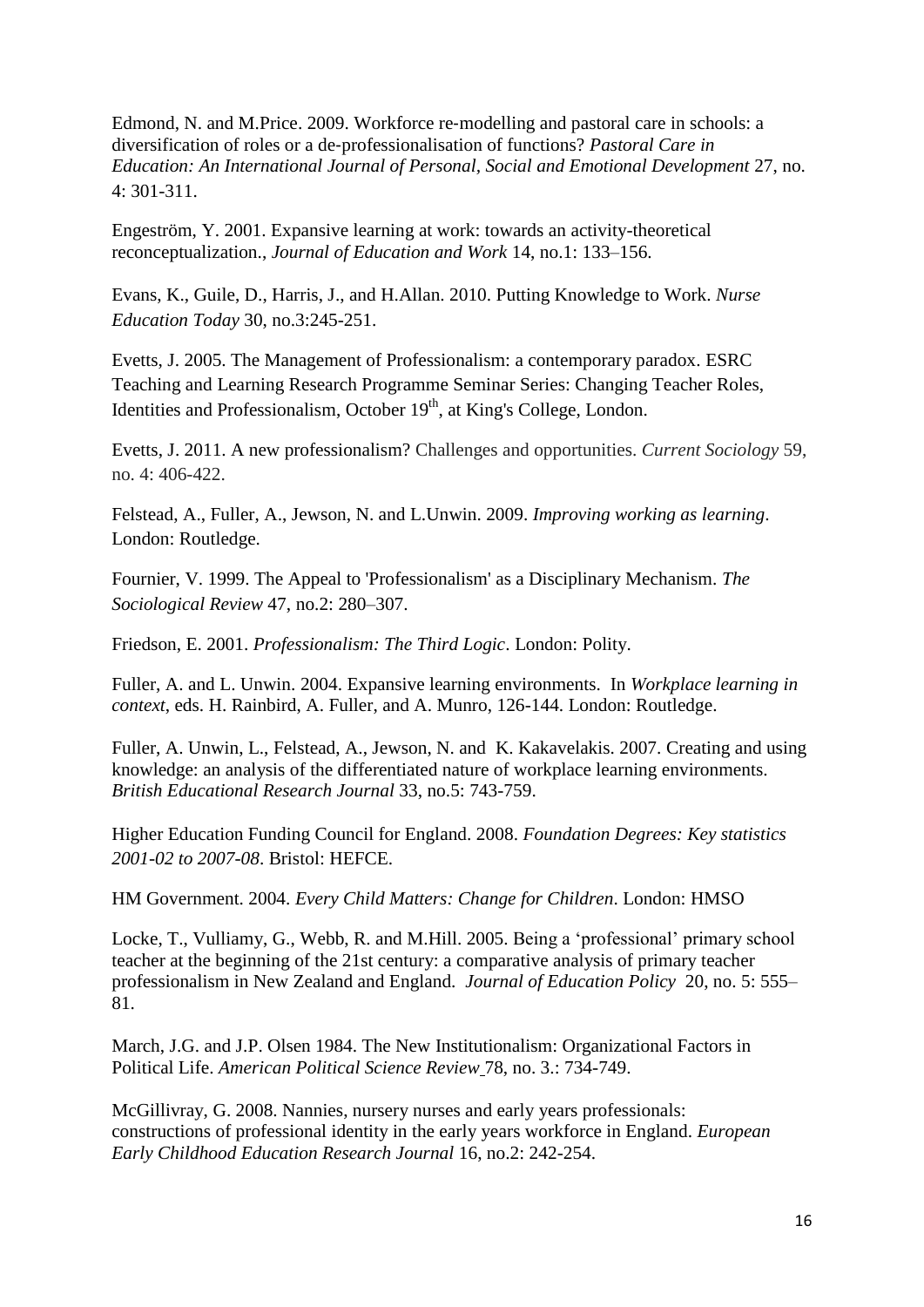Edmond, N. and M.Price. 2009. Workforce re-modelling and pastoral care in schools: a diversification of roles or a de-professionalisation of functions? *Pastoral Care in Education: An International Journal of Personal, Social and Emotional Development* 27, no. 4: 301-311.

Engeström, Y. 2001. Expansive learning at work: towards an activity-theoretical reconceptualization., *Journal of Education and Work* 14, no.1: 133–156.

Evans, K., Guile, D., Harris, J., and H.Allan. 2010. Putting Knowledge to Work. *Nurse Education Today* 30, no.3:245-251.

Evetts, J. 2005. The Management of Professionalism: a contemporary paradox. ESRC Teaching and Learning Research Programme Seminar Series: Changing Teacher Roles, Identities and Professionalism, October 19th, at King's College, London.

Evetts, J. 2011. A new professionalism? Challenges and opportunities. *Current Sociology* 59, no. 4: 406-422.

Felstead, A., Fuller, A., Jewson, N. and L.Unwin. 2009. *Improving working as learning*. London: Routledge.

Fournier, V. 1999. The Appeal to 'Professionalism' as a Disciplinary Mechanism. *The Sociological Review* 47, no.2: 280–307.

Friedson, E. 2001. *Professionalism: The Third Logic*. London: Polity.

Fuller, A. and L. Unwin. 2004. Expansive learning environments. In *Workplace learning in context*, eds. H. Rainbird, A. Fuller, and A. Munro, 126-144. London: Routledge.

Fuller, A. Unwin, L., Felstead, A., Jewson, N. and K. Kakavelakis. 2007. Creating and using knowledge: an analysis of the differentiated nature of workplace learning environments. *British Educational Research Journal* 33, no.5: 743-759.

Higher Education Funding Council for England. 2008. *Foundation Degrees: Key statistics 2001-02 to 2007-08*. Bristol: HEFCE.

HM Government. 2004. *Every Child Matters: Change for Children*. London: HMSO

Locke, T., Vulliamy, G., Webb, R. and M.Hill. 2005. Being a 'professional' primary school teacher at the beginning of the 21st century: a comparative analysis of primary teacher professionalism in New Zealand and England. *Journal of Education Policy* 20, no. 5: 555–81.

March, J.G. and J.P. Olsen 1984. The New Institutionalism: Organizational Factors in Political Life. *American Political Science Review* 78, no. 3.: 734-749.

McGillivray, G. 2008. Nannies, nursery nurses and early years professionals: constructions of professional identity in the early years workforce in England. *European Early Childhood Education Research Journal* 16, no.2: 242-254.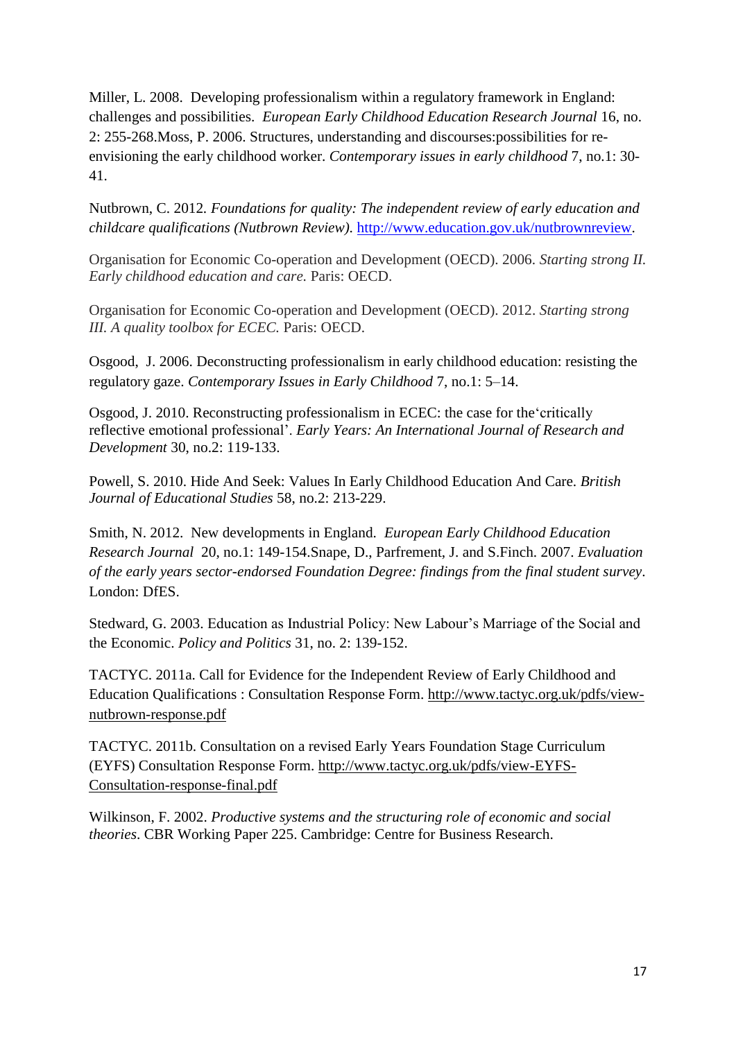Miller, L. 2008. Developing professionalism within a regulatory framework in England: challenges and possibilities. *European Early Childhood Education Research Journal* 16, no. 2: 255-268.Moss, P. 2006. Structures, understanding and discourses:possibilities for re-envisioning the early childhood worker. *Contemporary issues in early childhood* 7, no.1: 30-41.

Nutbrown, C. 2012. *Foundations for quality: The independent review of early education and childcare qualifications (Nutbrown Review)*. http://www.education.gov.uk/nutbrownreview.

Organisation for Economic Co-operation and Development (OECD). 2006. *Starting strong II. Early childhood education and care.* Paris: OECD.

Organisation for Economic Co-operation and Development (OECD). 2012. *Starting strong III. A quality toolbox for ECEC.* Paris: OECD.

Osgood, J. 2006. Deconstructing professionalism in early childhood education: resisting the regulatory gaze. *Contemporary Issues in Early Childhood* 7, no.1: 5–14.

Osgood, J. 2010. Reconstructing professionalism in ECEC: the case for the'critically reflective emotional professional'. *Early Years: An International Journal of Research and Development* 30, no.2: 119-133.

Powell, S. 2010. Hide And Seek: Values In Early Childhood Education And Care. *British Journal of Educational Studies* 58, no.2: 213-229.

Smith, N. 2012. New developments in England. *European Early Childhood Education Research Journal* 20, no.1: 149-154.Snape, D., Parfrement, J. and S.Finch. 2007. *Evaluation of the early years sector-endorsed Foundation Degree: findings from the final student survey*. London: DfES.

Stedward, G. 2003. Education as Industrial Policy: New Labour's Marriage of the Social and the Economic. *Policy and Politics* 31, no. 2: 139-152.

TACTYC. 2011a. Call for Evidence for the Independent Review of Early Childhood and Education Qualifications : Consultation Response Form. http://www.tactyc.org.uk/pdfs/view-nutbrown-response.pdf

TACTYC. 2011b. Consultation on a revised Early Years Foundation Stage Curriculum (EYFS) Consultation Response Form. http://www.tactyc.org.uk/pdfs/view-EYFS-Consultation-response-final.pdf

Wilkinson, F. 2002. *Productive systems and the structuring role of economic and social theories*. CBR Working Paper 225. Cambridge: Centre for Business Research.